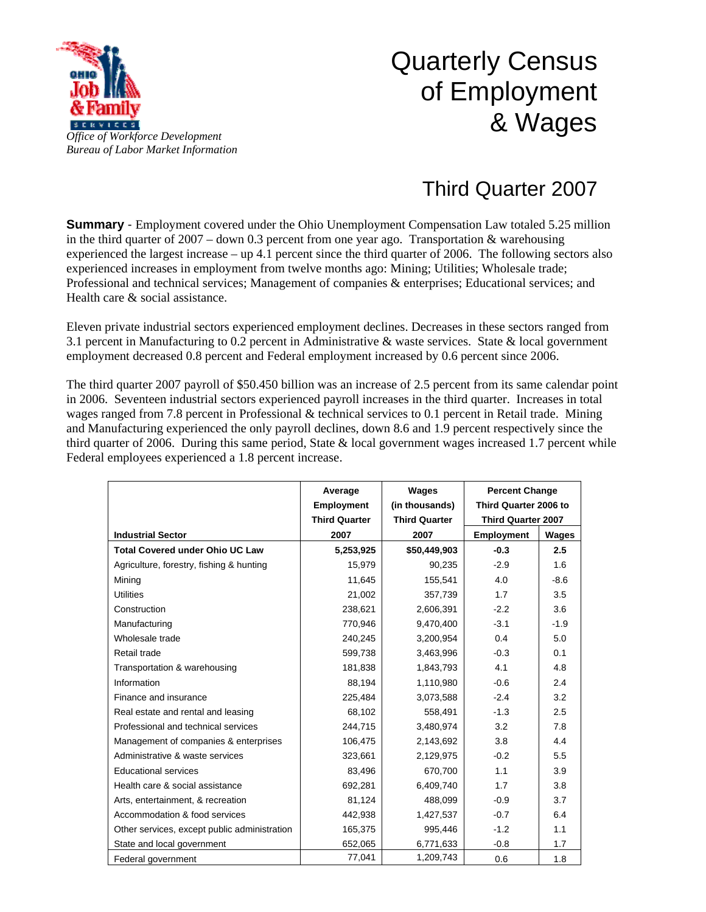*Office of Workforce Development*
*Bureau of Labor Market Information*

# Quarterly Census of Employment & Wages

## Third Quarter 2007

**Summary** - Employment covered under the Ohio Unemployment Compensation Law totaled 5.25 million in the third quarter of 2007 – down 0.3 percent from one year ago. Transportation & warehousing experienced the largest increase – up 4.1 percent since the third quarter of 2006. The following sectors also experienced increases in employment from twelve months ago: Mining; Utilities; Wholesale trade; Professional and technical services; Management of companies & enterprises; Educational services; and Health care & social assistance.

Eleven private industrial sectors experienced employment declines. Decreases in these sectors ranged from 3.1 percent in Manufacturing to 0.2 percent in Administrative & waste services. State & local government employment decreased 0.8 percent and Federal employment increased by 0.6 percent since 2006.

The third quarter 2007 payroll of $50.450 billion was an increase of 2.5 percent from its same calendar point in 2006. Seventeen industrial sectors experienced payroll increases in the third quarter. Increases in total wages ranged from 7.8 percent in Professional & technical services to 0.1 percent in Retail trade. Mining and Manufacturing experienced the only payroll declines, down 8.6 and 1.9 percent respectively since the third quarter of 2006. During this same period, State & local government wages increased 1.7 percent while Federal employees experienced a 1.8 percent increase.

| Industrial Sector | Average Employment Third Quarter 2007 | Wages (in thousands) Third Quarter 2007 | Percent Change Third Quarter 2006 to Third Quarter 2007 | |
|---|---|---|---|---|
| | | | Employment | Wages |
| **Total Covered under Ohio UC Law** | **5,253,925** | **$50,449,903** | **-0.3** | **2.5** |
| Agriculture, forestry, fishing & hunting | 15,979 | 90,235 | -2.9 | 1.6 |
| Mining | 11,645 | 155,541 | 4.0 | -8.6 |
| Utilities | 21,002 | 357,739 | 1.7 | 3.5 |
| Construction | 238,621 | 2,606,391 | -2.2 | 3.6 |
| Manufacturing | 770,946 | 9,470,400 | -3.1 | -1.9 |
| Wholesale trade | 240,245 | 3,200,954 | 0.4 | 5.0 |
| Retail trade | 599,738 | 3,463,996 | -0.3 | 0.1 |
| Transportation & warehousing | 181,838 | 1,843,793 | 4.1 | 4.8 |
| Information | 88,194 | 1,110,980 | -0.6 | 2.4 |
| Finance and insurance | 225,484 | 3,073,588 | -2.4 | 3.2 |
| Real estate and rental and leasing | 68,102 | 558,491 | -1.3 | 2.5 |
| Professional and technical services | 244,715 | 3,480,974 | 3.2 | 7.8 |
| Management of companies & enterprises | 106,475 | 2,143,692 | 3.8 | 4.4 |
| Administrative & waste services | 323,661 | 2,129,975 | -0.2 | 5.5 |
| Educational services | 83,496 | 670,700 | 1.1 | 3.9 |
| Health care & social assistance | 692,281 | 6,409,740 | 1.7 | 3.8 |
| Arts, entertainment, & recreation | 81,124 | 488,099 | -0.9 | 3.7 |
| Accommodation & food services | 442,938 | 1,427,537 | -0.7 | 6.4 |
| Other services, except public administration | 165,375 | 995,446 | -1.2 | 1.1 |
| State and local government | 652,065 | 6,771,633 | -0.8 | 1.7 |
| Federal government | 77,041 | 1,209,743 | 0.6 | 1.8 |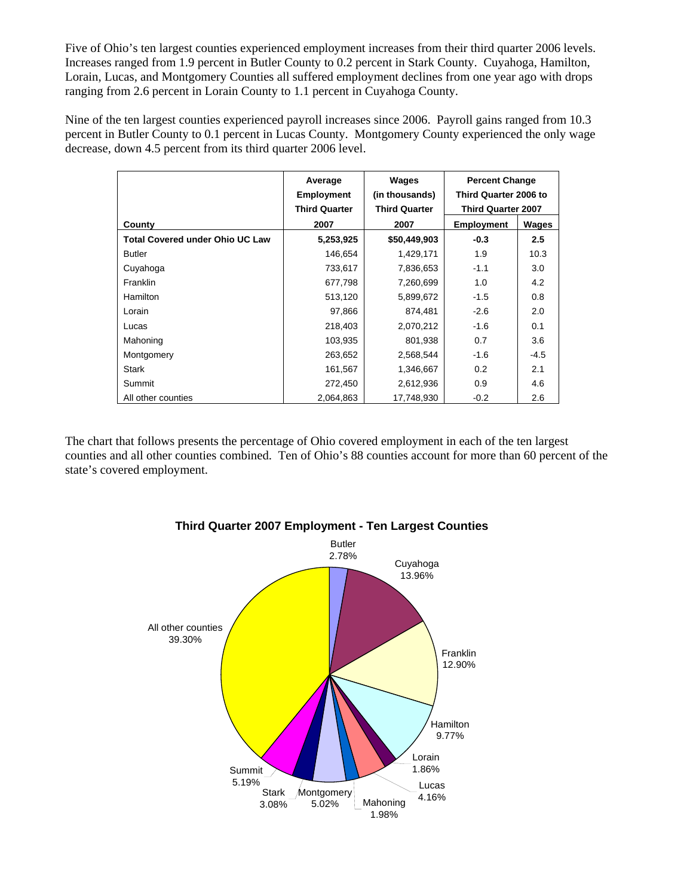Five of Ohio's ten largest counties experienced employment increases from their third quarter 2006 levels. Increases ranged from 1.9 percent in Butler County to 0.2 percent in Stark County. Cuyahoga, Hamilton, Lorain, Lucas, and Montgomery Counties all suffered employment declines from one year ago with drops ranging from 2.6 percent in Lorain County to 1.1 percent in Cuyahoga County.

Nine of the ten largest counties experienced payroll increases since 2006. Payroll gains ranged from 10.3 percent in Butler County to 0.1 percent in Lucas County. Montgomery County experienced the only wage decrease, down 4.5 percent from its third quarter 2006 level.

| County | Average Employment Third Quarter 2007 | Wages (in thousands) Third Quarter 2007 | Percent Change Third Quarter 2006 to Third Quarter 2007 | |
|---|---|---|---|---|
| | | | Employment | Wages |
| **Total Covered under Ohio UC Law** | **5,253,925** | **$50,449,903** | **-0.3** | **2.5** |
| Butler | 146,654 | 1,429,171 | 1.9 | 10.3 |
| Cuyahoga | 733,617 | 7,836,653 | -1.1 | 3.0 |
| Franklin | 677,798 | 7,260,699 | 1.0 | 4.2 |
| Hamilton | 513,120 | 5,899,672 | -1.5 | 0.8 |
| Lorain | 97,866 | 874,481 | -2.6 | 2.0 |
| Lucas | 218,403 | 2,070,212 | -1.6 | 0.1 |
| Mahoning | 103,935 | 801,938 | 0.7 | 3.6 |
| Montgomery | 263,652 | 2,568,544 | -1.6 | -4.5 |
| Stark | 161,567 | 1,346,667 | 0.2 | 2.1 |
| Summit | 272,450 | 2,612,936 | 0.9 | 4.6 |
| All other counties | 2,064,863 | 17,748,930 | -0.2 | 2.6 |

The chart that follows presents the percentage of Ohio covered employment in each of the ten largest counties and all other counties combined. Ten of Ohio's 88 counties account for more than 60 percent of the state's covered employment.

**Third Quarter 2007 Employment - Ten Largest Counties**

| County | Percent |
|---|---|
| Butler | 2.78% |
| Cuyahoga | 13.96% |
| Franklin | 12.90% |
| Hamilton | 9.77% |
| Lorain | 1.86% |
| Lucas | 4.16% |
| Mahoning | 1.98% |
| Montgomery | 5.02% |
| Stark | 3.08% |
| Summit | 5.19% |
| All other counties | 39.30% |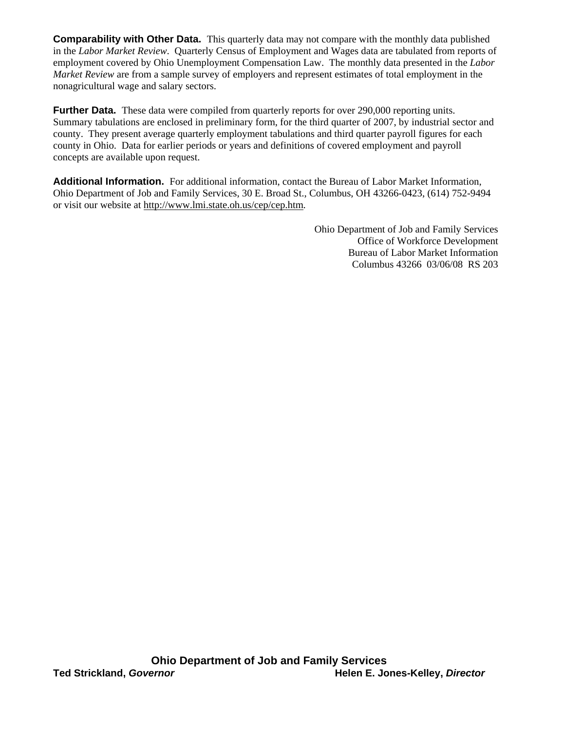**Comparability with Other Data.** This quarterly data may not compare with the monthly data published in the *Labor Market Review*. Quarterly Census of Employment and Wages data are tabulated from reports of employment covered by Ohio Unemployment Compensation Law. The monthly data presented in the *Labor Market Review* are from a sample survey of employers and represent estimates of total employment in the nonagricultural wage and salary sectors.

**Further Data.** These data were compiled from quarterly reports for over 290,000 reporting units. Summary tabulations are enclosed in preliminary form, for the third quarter of 2007, by industrial sector and county. They present average quarterly employment tabulations and third quarter payroll figures for each county in Ohio. Data for earlier periods or years and definitions of covered employment and payroll concepts are available upon request.

**Additional Information.** For additional information, contact the Bureau of Labor Market Information, Ohio Department of Job and Family Services, 30 E. Broad St., Columbus, OH 43266-0423, (614) 752-9494 or visit our website at http://www.lmi.state.oh.us/cep/cep.htm.

Ohio Department of Job and Family Services
Office of Workforce Development
Bureau of Labor Market Information
Columbus 43266 03/06/08 RS 203

**Ohio Department of Job and Family Services**

**Ted Strickland, *Governor*** **Helen E. Jones-Kelley, *Director***